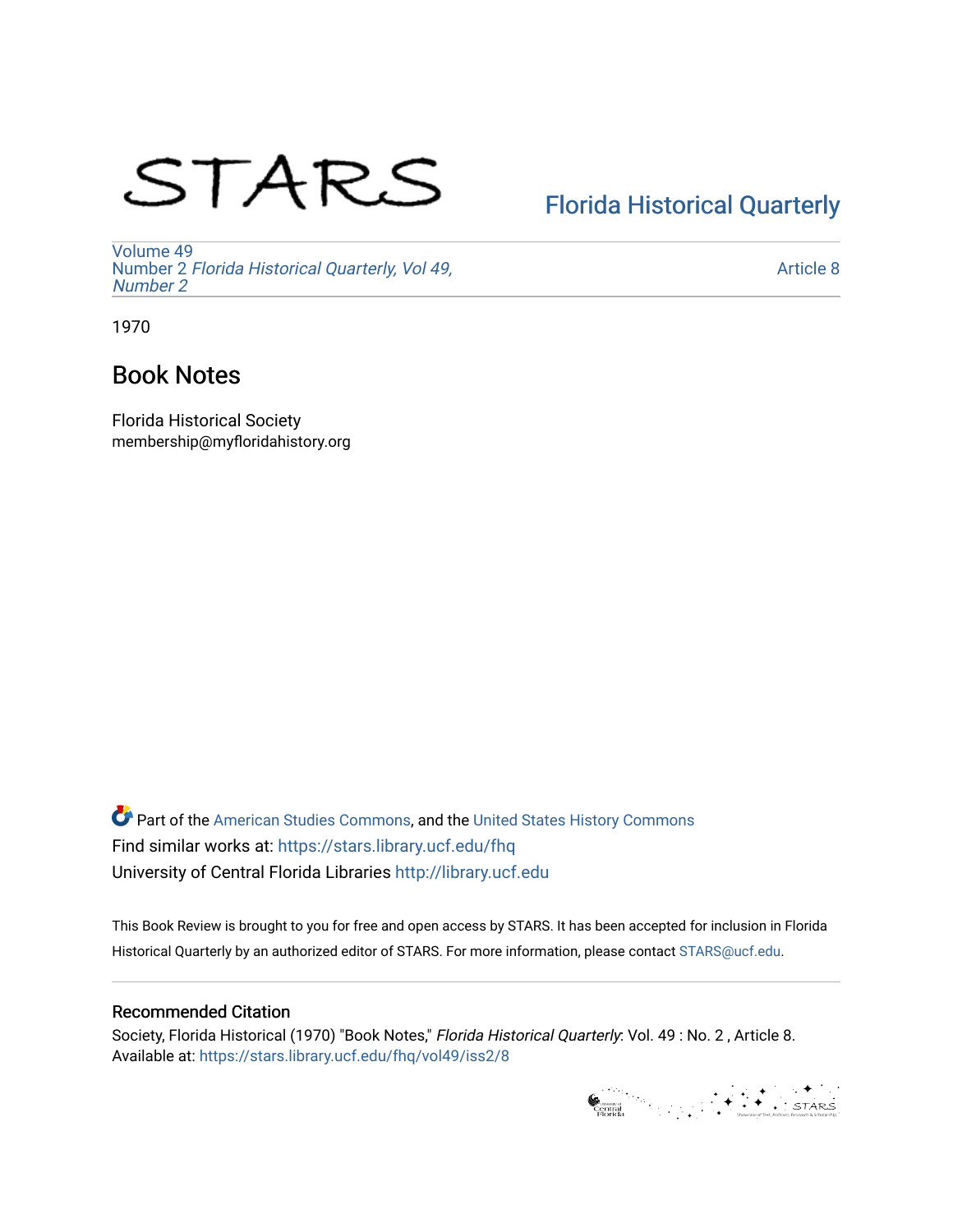STARS

Florida Historical Quarterly

Volume 49
Number 2 *Florida Historical Quarterly, Vol 49, Number 2*

Article 8

1970

# Book Notes

Florida Historical Society
membership@myfloridahistory.org

Part of the American Studies Commons, and the United States History Commons
Find similar works at: https://stars.library.ucf.edu/fhq
University of Central Florida Libraries http://library.ucf.edu

This Book Review is brought to you for free and open access by STARS. It has been accepted for inclusion in Florida Historical Quarterly by an authorized editor of STARS. For more information, please contact STARS@ucf.edu.

## Recommended Citation

Society, Florida Historical (1970) "Book Notes," *Florida Historical Quarterly*: Vol. 49 : No. 2 , Article 8.
Available at: https://stars.library.ucf.edu/fhq/vol49/iss2/8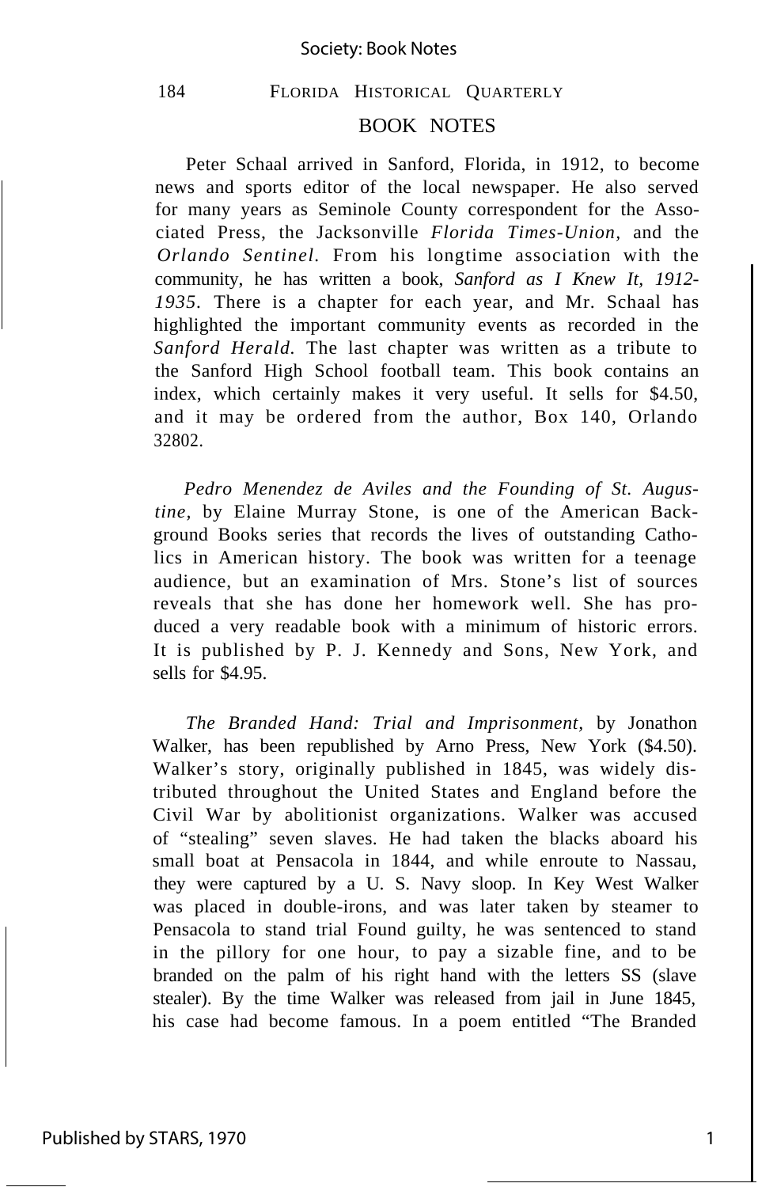Peter Schaal arrived in Sanford, Florida, in 1912, to become news and sports editor of the local newspaper. He also served for many years as Seminole County correspondent for the Associated Press, the Jacksonville *Florida Times-Union,* and the *Orlando Sentinel.* From his longtime association with the community, he has written a book, *Sanford as I Knew It, 1912-1935.* There is a chapter for each year, and Mr. Schaal has highlighted the important community events as recorded in the *Sanford Herald.* The last chapter was written as a tribute to the Sanford High School football team. This book contains an index, which certainly makes it very useful. It sells for $4.50, and it may be ordered from the author, Box 140, Orlando 32802.

*Pedro Menendez de Aviles and the Founding of St. Augustine,* by Elaine Murray Stone, is one of the American Background Books series that records the lives of outstanding Catholics in American history. The book was written for a teenage audience, but an examination of Mrs. Stone's list of sources reveals that she has done her homework well. She has produced a very readable book with a minimum of historic errors. It is published by P. J. Kennedy and Sons, New York, and sells for $4.95.

*The Branded Hand: Trial and Imprisonment,* by Jonathon Walker, has been republished by Arno Press, New York ($4.50). Walker's story, originally published in 1845, was widely distributed throughout the United States and England before the Civil War by abolitionist organizations. Walker was accused of "stealing" seven slaves. He had taken the blacks aboard his small boat at Pensacola in 1844, and while enroute to Nassau, they were captured by a U. S. Navy sloop. In Key West Walker was placed in double-irons, and was later taken by steamer to Pensacola to stand trial Found guilty, he was sentenced to stand in the pillory for one hour, to pay a sizable fine, and to be branded on the palm of his right hand with the letters SS (slave stealer). By the time Walker was released from jail in June 1845, his case had become famous. In a poem entitled "The Branded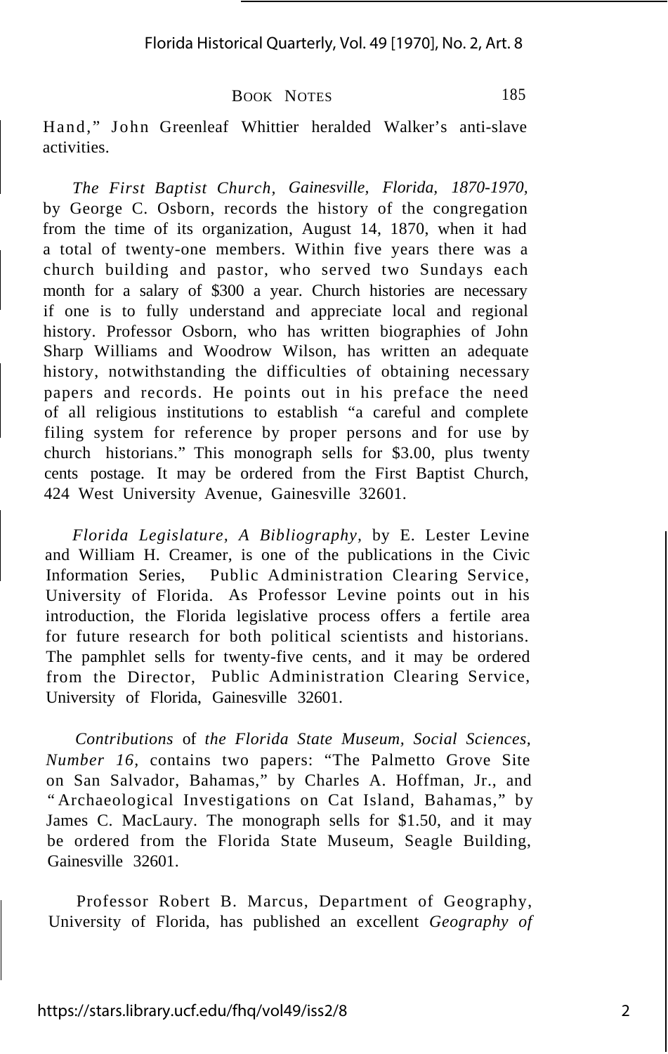Hand," John Greenleaf Whittier heralded Walker's anti-slave activities.

*The First Baptist Church, Gainesville, Florida, 1870-1970,* by George C. Osborn, records the history of the congregation from the time of its organization, August 14, 1870, when it had a total of twenty-one members. Within five years there was a church building and pastor, who served two Sundays each month for a salary of $300 a year. Church histories are necessary if one is to fully understand and appreciate local and regional history. Professor Osborn, who has written biographies of John Sharp Williams and Woodrow Wilson, has written an adequate history, notwithstanding the difficulties of obtaining necessary papers and records. He points out in his preface the need of all religious institutions to establish "a careful and complete filing system for reference by proper persons and for use by church historians." This monograph sells for $3.00, plus twenty cents postage. It may be ordered from the First Baptist Church, 424 West University Avenue, Gainesville 32601.

*Florida Legislature, A Bibliography,* by E. Lester Levine and William H. Creamer, is one of the publications in the Civic Information Series, Public Administration Clearing Service, University of Florida. As Professor Levine points out in his introduction, the Florida legislative process offers a fertile area for future research for both political scientists and historians. The pamphlet sells for twenty-five cents, and it may be ordered from the Director, Public Administration Clearing Service, University of Florida, Gainesville 32601.

*Contributions* of *the Florida State Museum, Social Sciences, Number 16,* contains two papers: "The Palmetto Grove Site on San Salvador, Bahamas," by Charles A. Hoffman, Jr., and "Archaeological Investigations on Cat Island, Bahamas," by James C. MacLaury. The monograph sells for $1.50, and it may be ordered from the Florida State Museum, Seagle Building, Gainesville 32601.

Professor Robert B. Marcus, Department of Geography, University of Florida, has published an excellent *Geography of*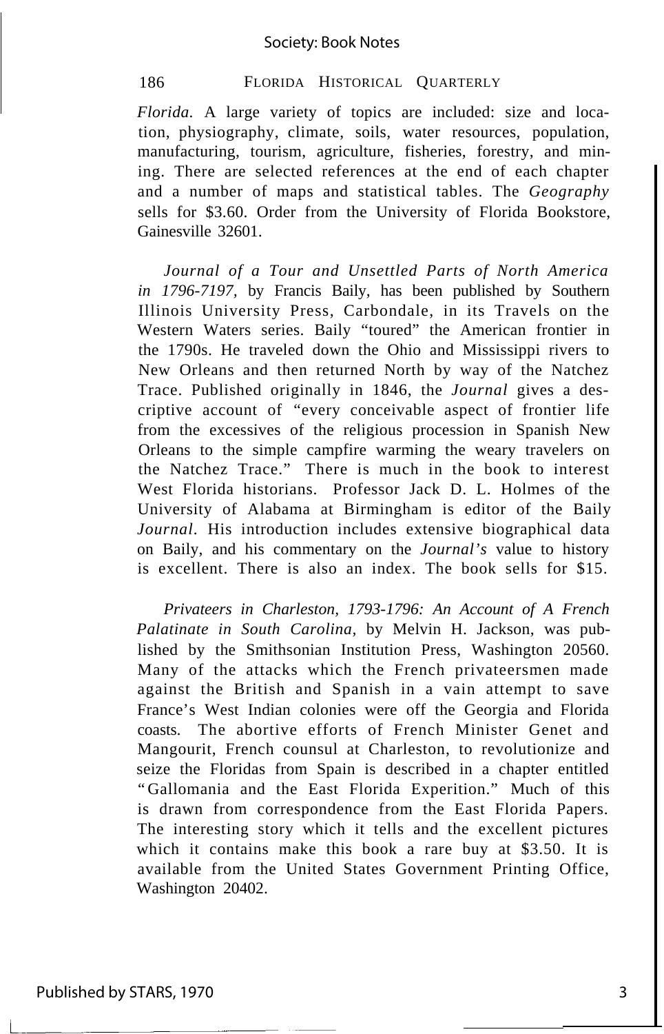*Florida*. A large variety of topics are included: size and location, physiography, climate, soils, water resources, population, manufacturing, tourism, agriculture, fisheries, forestry, and mining. There are selected references at the end of each chapter and a number of maps and statistical tables. The *Geography* sells for $3.60. Order from the University of Florida Bookstore, Gainesville 32601.

*Journal of a Tour and Unsettled Parts of North America in 1796-7197*, by Francis Baily, has been published by Southern Illinois University Press, Carbondale, in its Travels on the Western Waters series. Baily "toured" the American frontier in the 1790s. He traveled down the Ohio and Mississippi rivers to New Orleans and then returned North by way of the Natchez Trace. Published originally in 1846, the *Journal* gives a descriptive account of "every conceivable aspect of frontier life from the excessives of the religious procession in Spanish New Orleans to the simple campfire warming the weary travelers on the Natchez Trace." There is much in the book to interest West Florida historians. Professor Jack D. L. Holmes of the University of Alabama at Birmingham is editor of the Baily *Journal*. His introduction includes extensive biographical data on Baily, and his commentary on the *Journal's* value to history is excellent. There is also an index. The book sells for $15.

*Privateers in Charleston, 1793-1796: An Account of A French Palatinate in South Carolina*, by Melvin H. Jackson, was published by the Smithsonian Institution Press, Washington 20560. Many of the attacks which the French privateersmen made against the British and Spanish in a vain attempt to save France's West Indian colonies were off the Georgia and Florida coasts. The abortive efforts of French Minister Genet and Mangourit, French counsul at Charleston, to revolutionize and seize the Floridas from Spain is described in a chapter entitled "Gallomania and the East Florida Experition." Much of this is drawn from correspondence from the East Florida Papers. The interesting story which it tells and the excellent pictures which it contains make this book a rare buy at $3.50. It is available from the United States Government Printing Office, Washington 20402.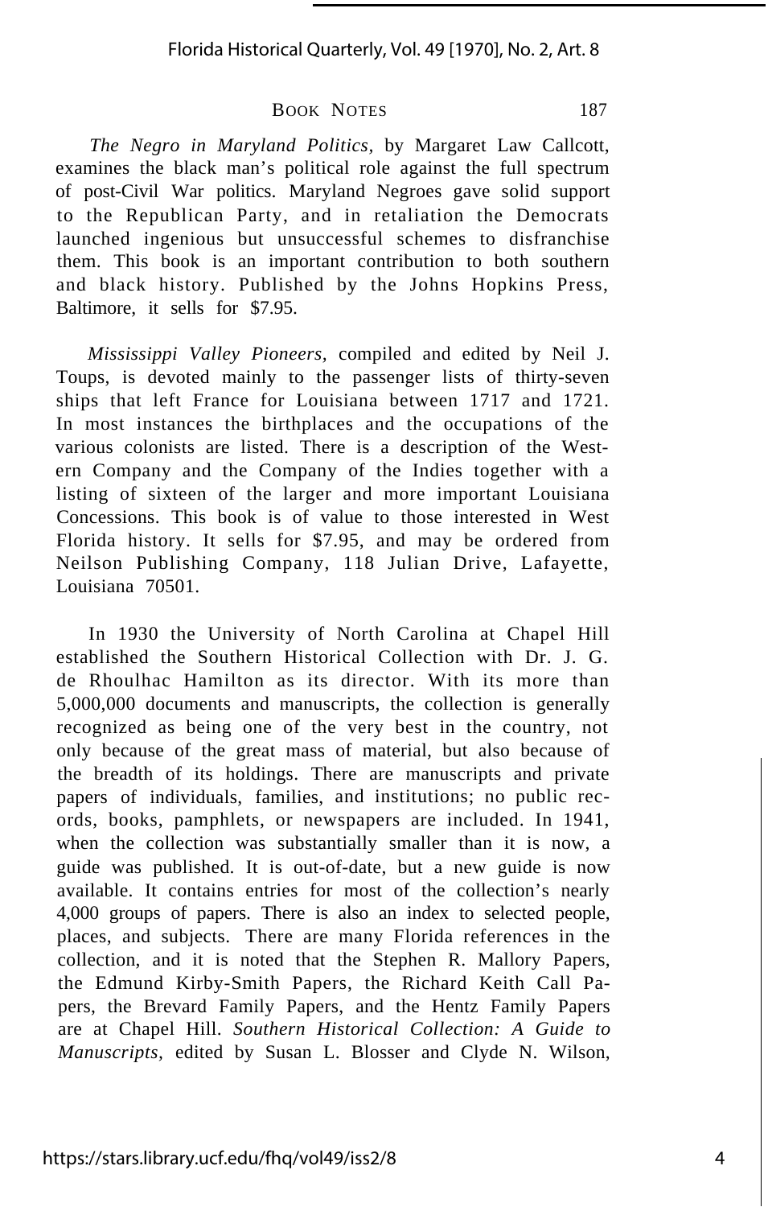*The Negro in Maryland Politics*, by Margaret Law Callcott, examines the black man's political role against the full spectrum of post-Civil War politics. Maryland Negroes gave solid support to the Republican Party, and in retaliation the Democrats launched ingenious but unsuccessful schemes to disfranchise them. This book is an important contribution to both southern and black history. Published by the Johns Hopkins Press, Baltimore, it sells for $7.95.

*Mississippi Valley Pioneers*, compiled and edited by Neil J. Toups, is devoted mainly to the passenger lists of thirty-seven ships that left France for Louisiana between 1717 and 1721. In most instances the birthplaces and the occupations of the various colonists are listed. There is a description of the Western Company and the Company of the Indies together with a listing of sixteen of the larger and more important Louisiana Concessions. This book is of value to those interested in West Florida history. It sells for $7.95, and may be ordered from Neilson Publishing Company, 118 Julian Drive, Lafayette, Louisiana 70501.

In 1930 the University of North Carolina at Chapel Hill established the Southern Historical Collection with Dr. J. G. de Rhoulhac Hamilton as its director. With its more than 5,000,000 documents and manuscripts, the collection is generally recognized as being one of the very best in the country, not only because of the great mass of material, but also because of the breadth of its holdings. There are manuscripts and private papers of individuals, families, and institutions; no public records, books, pamphlets, or newspapers are included. In 1941, when the collection was substantially smaller than it is now, a guide was published. It is out-of-date, but a new guide is now available. It contains entries for most of the collection's nearly 4,000 groups of papers. There is also an index to selected people, places, and subjects. There are many Florida references in the collection, and it is noted that the Stephen R. Mallory Papers, the Edmund Kirby-Smith Papers, the Richard Keith Call Papers, the Brevard Family Papers, and the Hentz Family Papers are at Chapel Hill. *Southern Historical Collection: A Guide to Manuscripts*, edited by Susan L. Blosser and Clyde N. Wilson,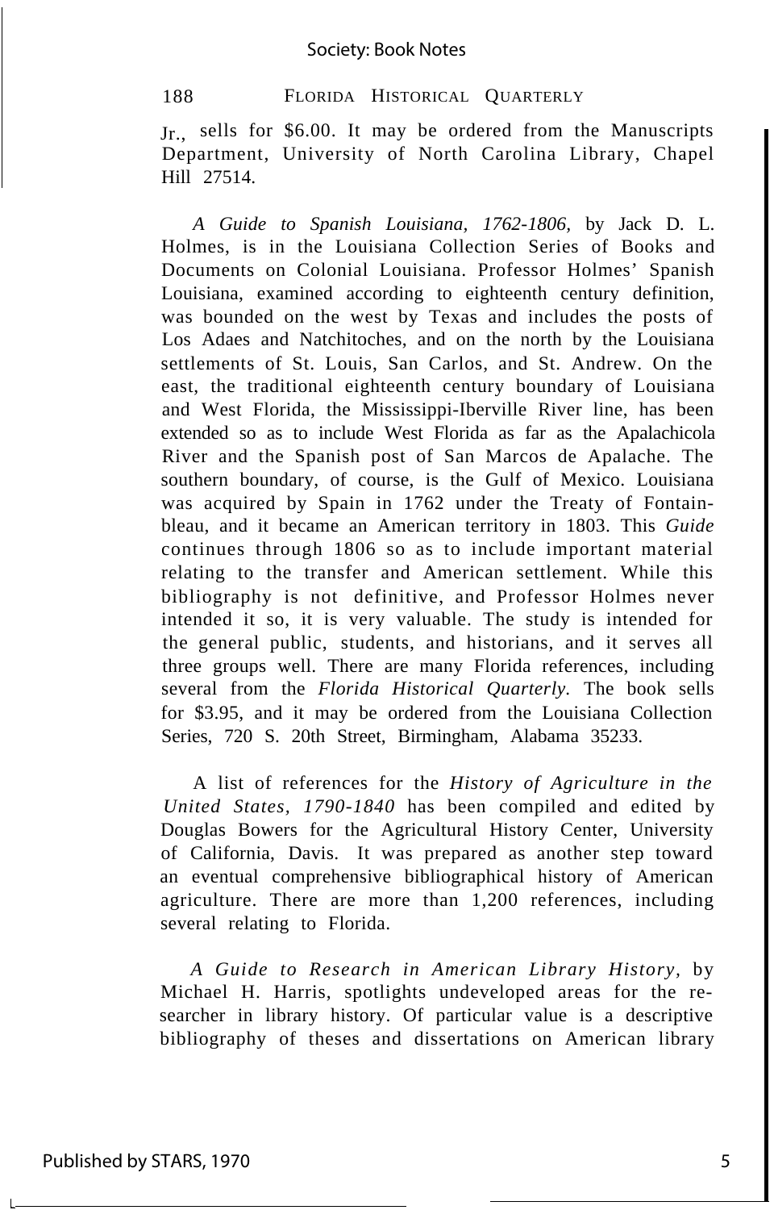Jr., sells for $6.00. It may be ordered from the Manuscripts Department, University of North Carolina Library, Chapel Hill 27514.

*A Guide to Spanish Louisiana, 1762-1806,* by Jack D. L. Holmes, is in the Louisiana Collection Series of Books and Documents on Colonial Louisiana. Professor Holmes' Spanish Louisiana, examined according to eighteenth century definition, was bounded on the west by Texas and includes the posts of Los Adaes and Natchitoches, and on the north by the Louisiana settlements of St. Louis, San Carlos, and St. Andrew. On the east, the traditional eighteenth century boundary of Louisiana and West Florida, the Mississippi-Iberville River line, has been extended so as to include West Florida as far as the Apalachicola River and the Spanish post of San Marcos de Apalache. The southern boundary, of course, is the Gulf of Mexico. Louisiana was acquired by Spain in 1762 under the Treaty of Fontainbleau, and it became an American territory in 1803. This *Guide* continues through 1806 so as to include important material relating to the transfer and American settlement. While this bibliography is not definitive, and Professor Holmes never intended it so, it is very valuable. The study is intended for the general public, students, and historians, and it serves all three groups well. There are many Florida references, including several from the *Florida Historical Quarterly.* The book sells for $3.95, and it may be ordered from the Louisiana Collection Series, 720 S. 20th Street, Birmingham, Alabama 35233.

A list of references for the *History of Agriculture in the United States, 1790-1840* has been compiled and edited by Douglas Bowers for the Agricultural History Center, University of California, Davis. It was prepared as another step toward an eventual comprehensive bibliographical history of American agriculture. There are more than 1,200 references, including several relating to Florida.

*A Guide to Research in American Library History,* by Michael H. Harris, spotlights undeveloped areas for the researcher in library history. Of particular value is a descriptive bibliography of theses and dissertations on American library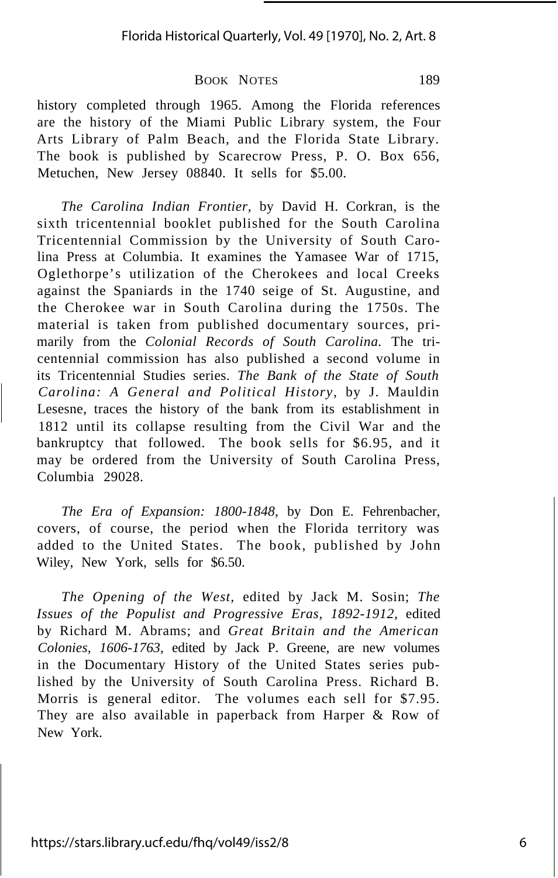history completed through 1965. Among the Florida references are the history of the Miami Public Library system, the Four Arts Library of Palm Beach, and the Florida State Library. The book is published by Scarecrow Press, P. O. Box 656, Metuchen, New Jersey 08840. It sells for $5.00.

*The Carolina Indian Frontier,* by David H. Corkran, is the sixth tricentennial booklet published for the South Carolina Tricentennial Commission by the University of South Carolina Press at Columbia. It examines the Yamasee War of 1715, Oglethorpe's utilization of the Cherokees and local Creeks against the Spaniards in the 1740 seige of St. Augustine, and the Cherokee war in South Carolina during the 1750s. The material is taken from published documentary sources, primarily from the *Colonial Records of South Carolina.* The tricentennial commission has also published a second volume in its Tricentennial Studies series. *The Bank of the State of South Carolina: A General and Political History,* by J. Mauldin Lesesne, traces the history of the bank from its establishment in 1812 until its collapse resulting from the Civil War and the bankruptcy that followed. The book sells for $6.95, and it may be ordered from the University of South Carolina Press, Columbia 29028.

*The Era of Expansion: 1800-1848,* by Don E. Fehrenbacher, covers, of course, the period when the Florida territory was added to the United States. The book, published by John Wiley, New York, sells for $6.50.

*The Opening of the West,* edited by Jack M. Sosin; *The Issues of the Populist and Progressive Eras, 1892-1912,* edited by Richard M. Abrams; and *Great Britain and the American Colonies, 1606-1763,* edited by Jack P. Greene, are new volumes in the Documentary History of the United States series published by the University of South Carolina Press. Richard B. Morris is general editor. The volumes each sell for $7.95. They are also available in paperback from Harper & Row of New York.